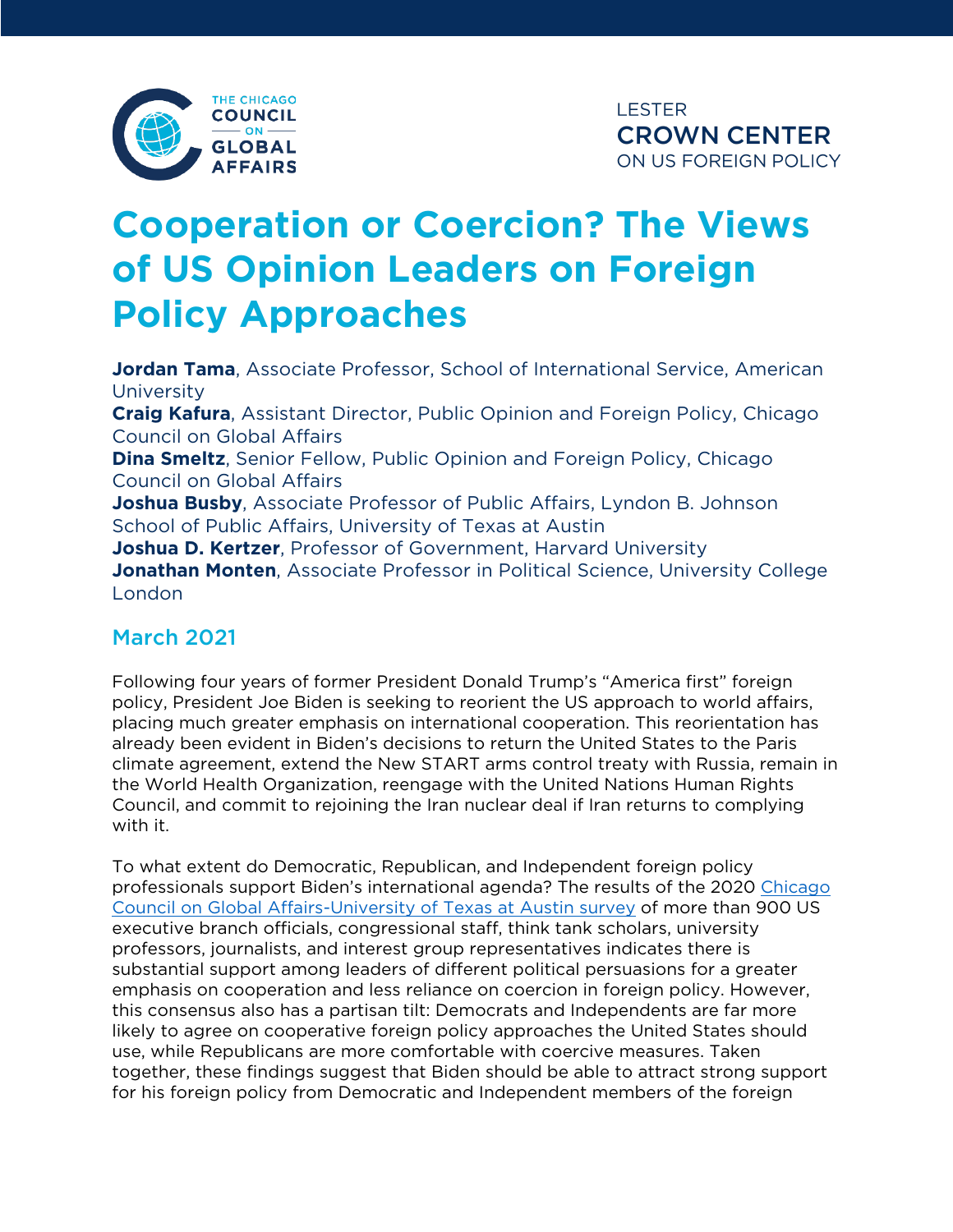THE CHICAGO COUNCIL ON GLOBAL AFFAIRS

LESTER CROWN CENTER ON US FOREIGN POLICY

# Cooperation or Coercion? The Views of US Opinion Leaders on Foreign Policy Approaches

**Jordan Tama**, Associate Professor, School of International Service, American University
**Craig Kafura**, Assistant Director, Public Opinion and Foreign Policy, Chicago Council on Global Affairs
**Dina Smeltz**, Senior Fellow, Public Opinion and Foreign Policy, Chicago Council on Global Affairs
**Joshua Busby**, Associate Professor of Public Affairs, Lyndon B. Johnson School of Public Affairs, University of Texas at Austin
**Joshua D. Kertzer**, Professor of Government, Harvard University
**Jonathan Monten**, Associate Professor in Political Science, University College London

## March 2021

Following four years of former President Donald Trump's "America first" foreign policy, President Joe Biden is seeking to reorient the US approach to world affairs, placing much greater emphasis on international cooperation. This reorientation has already been evident in Biden's decisions to return the United States to the Paris climate agreement, extend the New START arms control treaty with Russia, remain in the World Health Organization, reengage with the United Nations Human Rights Council, and commit to rejoining the Iran nuclear deal if Iran returns to complying with it.

To what extent do Democratic, Republican, and Independent foreign policy professionals support Biden's international agenda? The results of the 2020 Chicago Council on Global Affairs-University of Texas at Austin survey of more than 900 US executive branch officials, congressional staff, think tank scholars, university professors, journalists, and interest group representatives indicates there is substantial support among leaders of different political persuasions for a greater emphasis on cooperation and less reliance on coercion in foreign policy. However, this consensus also has a partisan tilt: Democrats and Independents are far more likely to agree on cooperative foreign policy approaches the United States should use, while Republicans are more comfortable with coercive measures. Taken together, these findings suggest that Biden should be able to attract strong support for his foreign policy from Democratic and Independent members of the foreign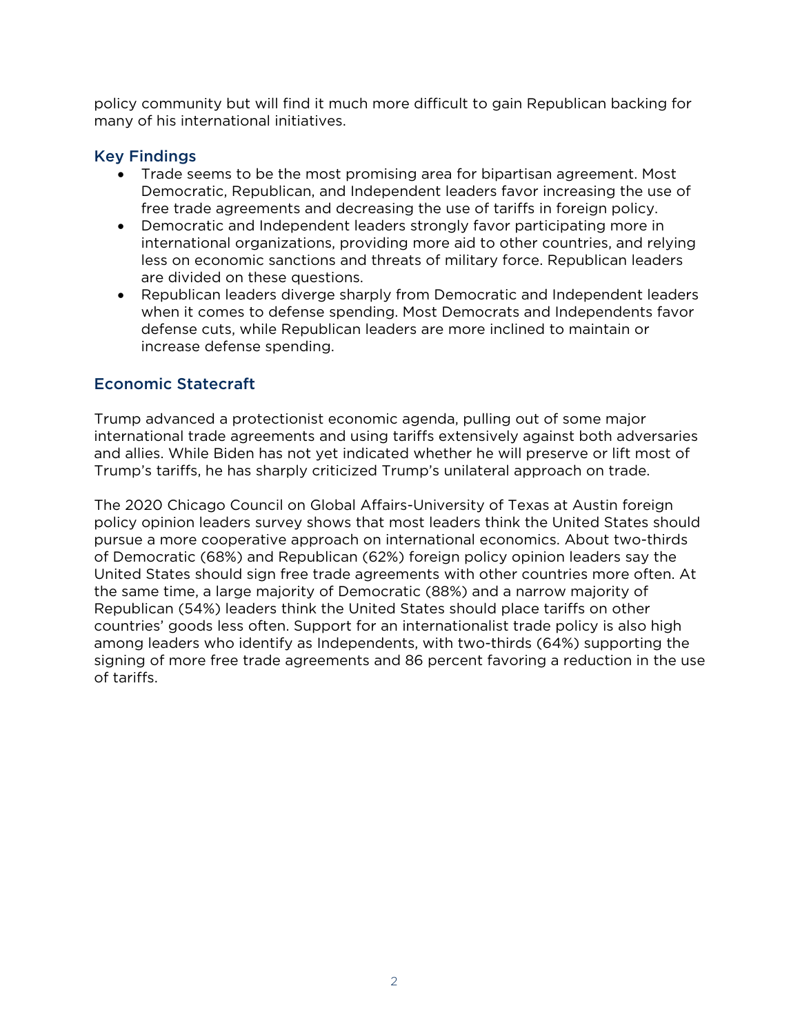policy community but will find it much more difficult to gain Republican backing for many of his international initiatives.

## Key Findings

- Trade seems to be the most promising area for bipartisan agreement. Most Democratic, Republican, and Independent leaders favor increasing the use of free trade agreements and decreasing the use of tariffs in foreign policy.
- Democratic and Independent leaders strongly favor participating more in international organizations, providing more aid to other countries, and relying less on economic sanctions and threats of military force. Republican leaders are divided on these questions.
- Republican leaders diverge sharply from Democratic and Independent leaders when it comes to defense spending. Most Democrats and Independents favor defense cuts, while Republican leaders are more inclined to maintain or increase defense spending.

## Economic Statecraft

Trump advanced a protectionist economic agenda, pulling out of some major international trade agreements and using tariffs extensively against both adversaries and allies. While Biden has not yet indicated whether he will preserve or lift most of Trump's tariffs, he has sharply criticized Trump's unilateral approach on trade.

The 2020 Chicago Council on Global Affairs-University of Texas at Austin foreign policy opinion leaders survey shows that most leaders think the United States should pursue a more cooperative approach on international economics. About two-thirds of Democratic (68%) and Republican (62%) foreign policy opinion leaders say the United States should sign free trade agreements with other countries more often. At the same time, a large majority of Democratic (88%) and a narrow majority of Republican (54%) leaders think the United States should place tariffs on other countries' goods less often. Support for an internationalist trade policy is also high among leaders who identify as Independents, with two-thirds (64%) supporting the signing of more free trade agreements and 86 percent favoring a reduction in the use of tariffs.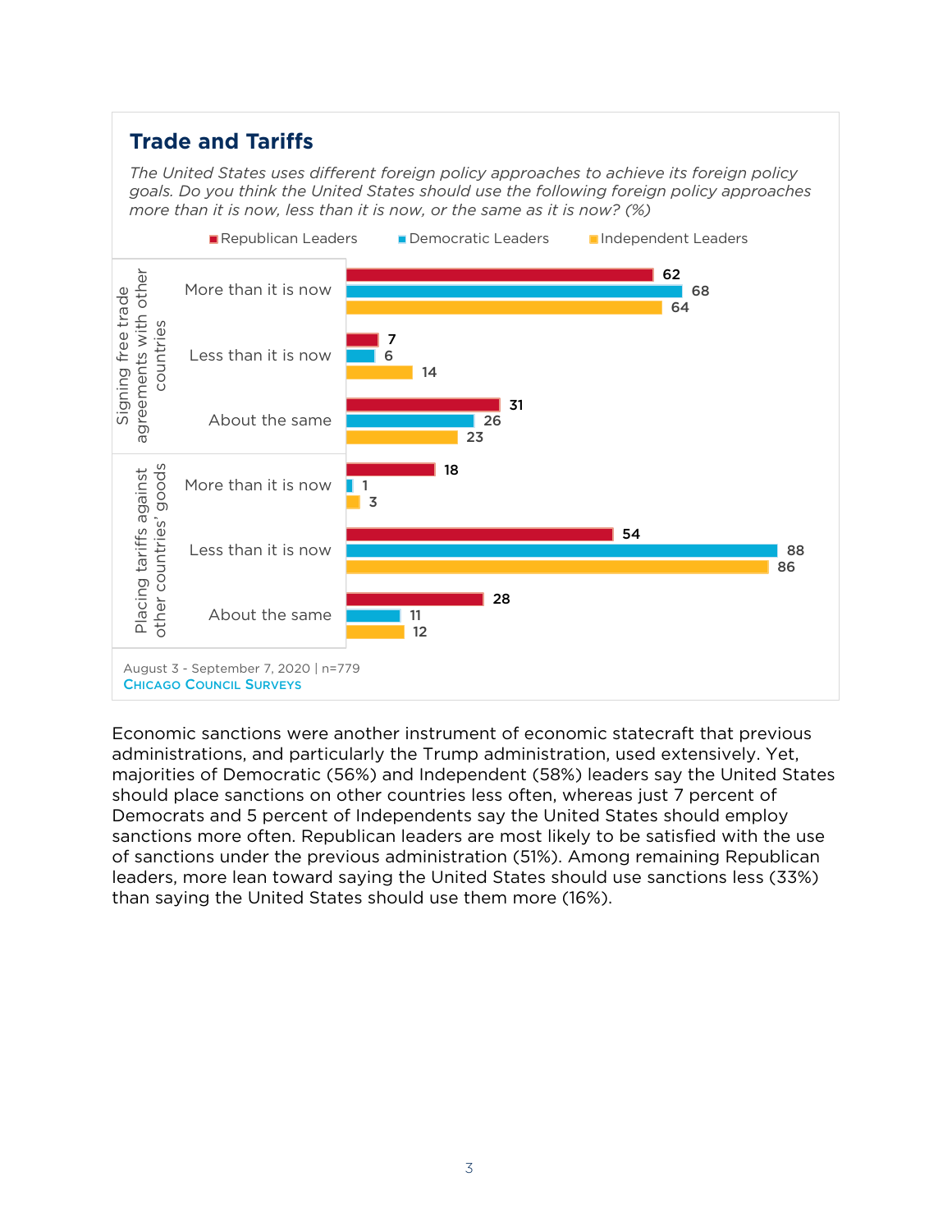## Trade and Tariffs

*The United States uses different foreign policy approaches to achieve its foreign policy goals. Do you think the United States should use the following foreign policy approaches more than it is now, less than it is now, or the same as it is now? (%)*

| | | Republican Leaders | Democratic Leaders | Independent Leaders |
|---|---|---|---|---|
| Signing free trade agreements with other countries | More than it is now | 62 | 68 | 64 |
| | Less than it is now | 7 | 6 | 14 |
| | About the same | 31 | 26 | 23 |
| Placing tariffs against other countries' goods | More than it is now | 18 | 1 | 3 |
| | Less than it is now | 54 | 88 | 86 |
| | About the same | 28 | 11 | 12 |

August 3 - September 7, 2020 | n=779

Chicago Council Surveys

Economic sanctions were another instrument of economic statecraft that previous administrations, and particularly the Trump administration, used extensively. Yet, majorities of Democratic (56%) and Independent (58%) leaders say the United States should place sanctions on other countries less often, whereas just 7 percent of Democrats and 5 percent of Independents say the United States should employ sanctions more often. Republican leaders are most likely to be satisfied with the use of sanctions under the previous administration (51%). Among remaining Republican leaders, more lean toward saying the United States should use sanctions less (33%) than saying the United States should use them more (16%).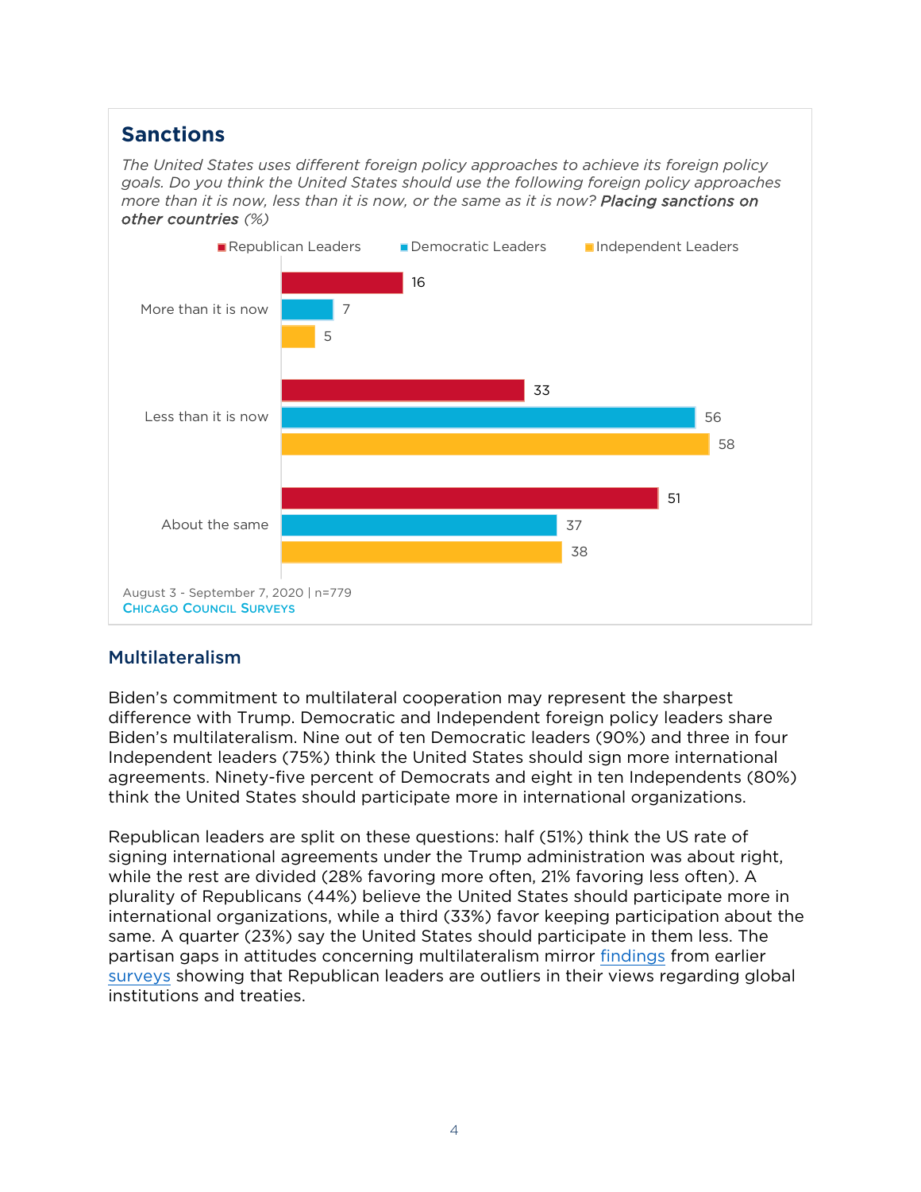## Sanctions

*The United States uses different foreign policy approaches to achieve its foreign policy goals. Do you think the United States should use the following foreign policy approaches more than it is now, less than it is now, or the same as it is now?* ***Placing sanctions on other countries*** *(%)*

| | Republican Leaders | Democratic Leaders | Independent Leaders |
|---|---|---|---|
| More than it is now | 16 | 7 | 5 |
| Less than it is now | 33 | 56 | 58 |
| About the same | 51 | 37 | 38 |

August 3 - September 7, 2020 | n=779

Chicago Council Surveys

## Multilateralism

Biden's commitment to multilateral cooperation may represent the sharpest difference with Trump. Democratic and Independent foreign policy leaders share Biden's multilateralism. Nine out of ten Democratic leaders (90%) and three in four Independent leaders (75%) think the United States should sign more international agreements. Ninety-five percent of Democrats and eight in ten Independents (80%) think the United States should participate more in international organizations.

Republican leaders are split on these questions: half (51%) think the US rate of signing international agreements under the Trump administration was about right, while the rest are divided (28% favoring more often, 21% favoring less often). A plurality of Republicans (44%) believe the United States should participate more in international organizations, while a third (33%) favor keeping participation about the same. A quarter (23%) say the United States should participate in them less. The partisan gaps in attitudes concerning multilateralism mirror findings from earlier surveys showing that Republican leaders are outliers in their views regarding global institutions and treaties.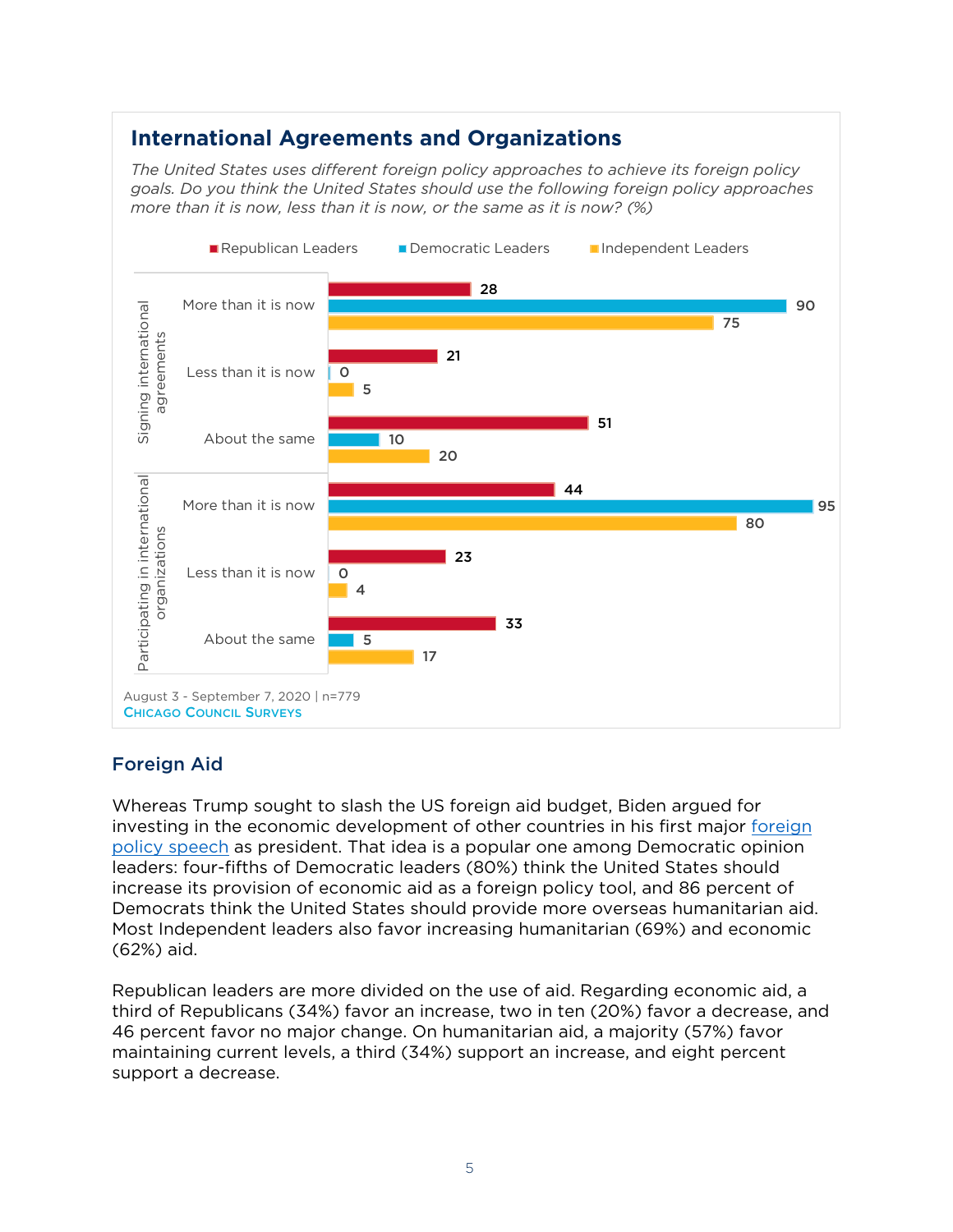### International Agreements and Organizations

*The United States uses different foreign policy approaches to achieve its foreign policy goals. Do you think the United States should use the following foreign policy approaches more than it is now, less than it is now, or the same as it is now? (%)*

| | | Republican Leaders | Democratic Leaders | Independent Leaders |
|---|---|---|---|---|
| Signing international agreements | More than it is now | 28 | 90 | 75 |
| | Less than it is now | 21 | 0 | 5 |
| | About the same | 51 | 10 | 20 |
| Participating in international organizations | More than it is now | 44 | 95 | 80 |
| | Less than it is now | 23 | 0 | 4 |
| | About the same | 33 | 5 | 17 |

August 3 - September 7, 2020 | n=779

CHICAGO COUNCIL SURVEYS

## Foreign Aid

Whereas Trump sought to slash the US foreign aid budget, Biden argued for investing in the economic development of other countries in his first major foreign policy speech as president. That idea is a popular one among Democratic opinion leaders: four-fifths of Democratic leaders (80%) think the United States should increase its provision of economic aid as a foreign policy tool, and 86 percent of Democrats think the United States should provide more overseas humanitarian aid. Most Independent leaders also favor increasing humanitarian (69%) and economic (62%) aid.

Republican leaders are more divided on the use of aid. Regarding economic aid, a third of Republicans (34%) favor an increase, two in ten (20%) favor a decrease, and 46 percent favor no major change. On humanitarian aid, a majority (57%) favor maintaining current levels, a third (34%) support an increase, and eight percent support a decrease.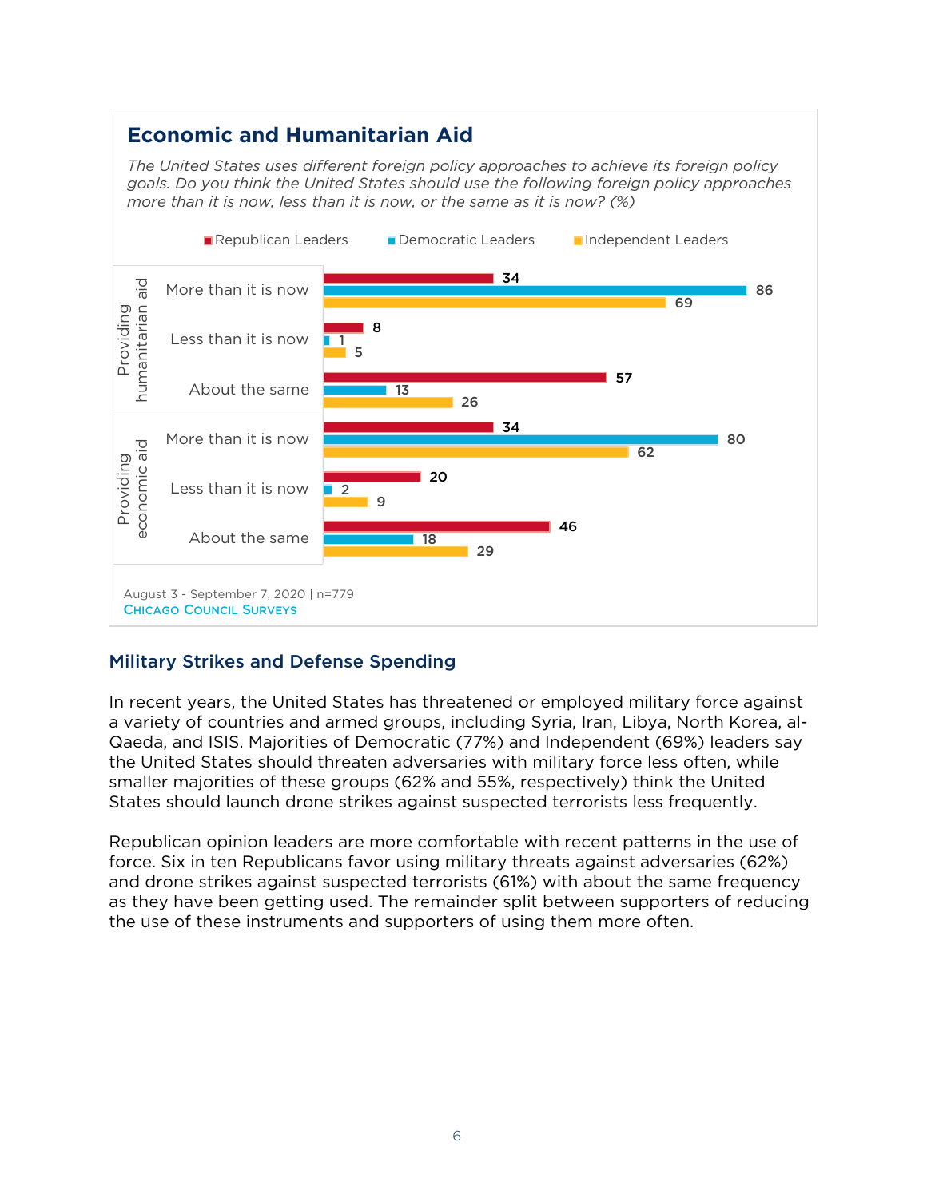## Economic and Humanitarian Aid

*The United States uses different foreign policy approaches to achieve its foreign policy goals. Do you think the United States should use the following foreign policy approaches more than it is now, less than it is now, or the same as it is now? (%)*

| | | Republican Leaders | Democratic Leaders | Independent Leaders |
|---|---|---|---|---|
| Providing humanitarian aid | More than it is now | 34 | 86 | 69 |
| | Less than it is now | 8 | 1 | 5 |
| | About the same | 57 | 13 | 26 |
| Providing economic aid | More than it is now | 34 | 80 | 62 |
| | Less than it is now | 20 | 2 | 9 |
| | About the same | 46 | 18 | 29 |

August 3 - September 7, 2020 | n=779

Chicago Council Surveys

### Military Strikes and Defense Spending

In recent years, the United States has threatened or employed military force against a variety of countries and armed groups, including Syria, Iran, Libya, North Korea, al-Qaeda, and ISIS. Majorities of Democratic (77%) and Independent (69%) leaders say the United States should threaten adversaries with military force less often, while smaller majorities of these groups (62% and 55%, respectively) think the United States should launch drone strikes against suspected terrorists less frequently.

Republican opinion leaders are more comfortable with recent patterns in the use of force. Six in ten Republicans favor using military threats against adversaries (62%) and drone strikes against suspected terrorists (61%) with about the same frequency as they have been getting used. The remainder split between supporters of reducing the use of these instruments and supporters of using them more often.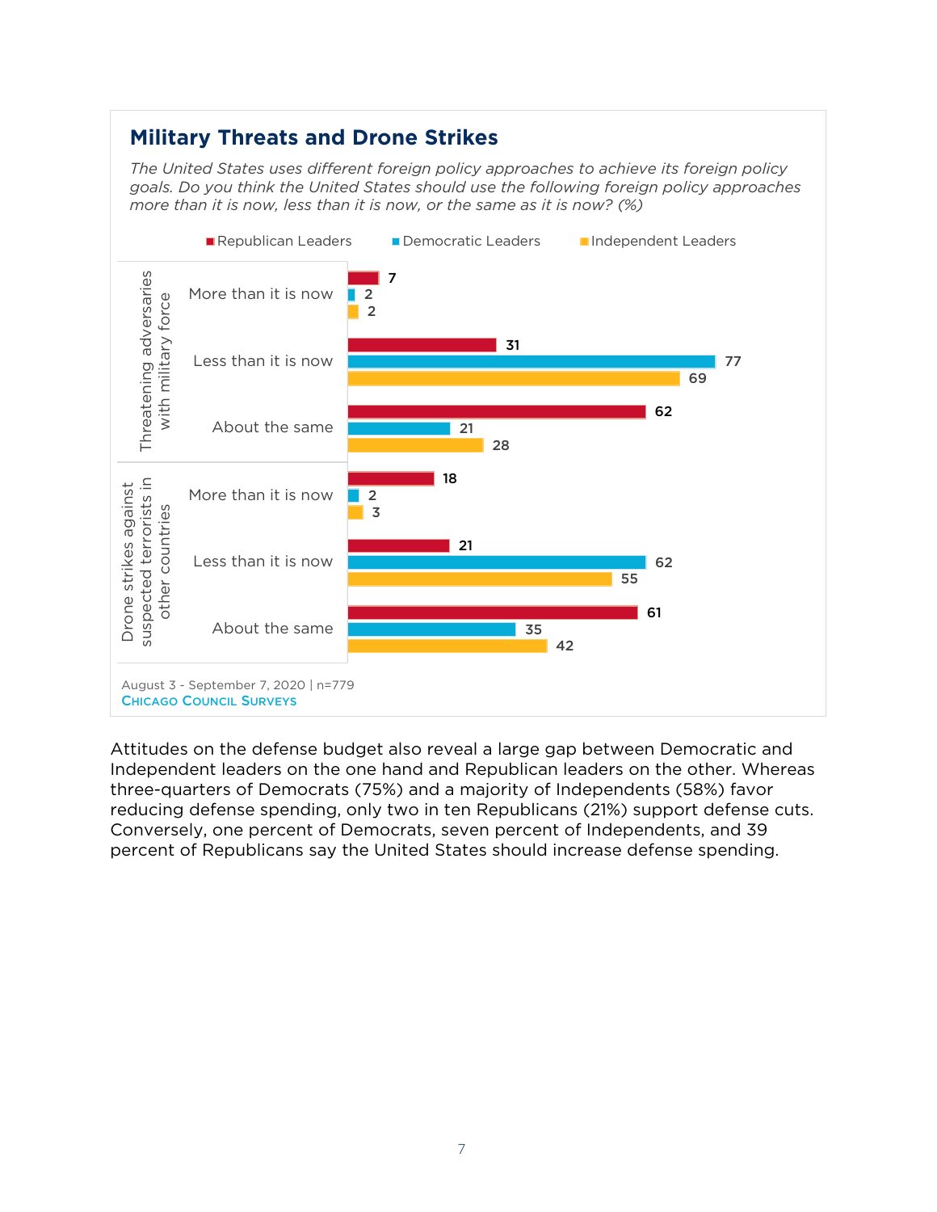### Military Threats and Drone Strikes

*The United States uses different foreign policy approaches to achieve its foreign policy goals. Do you think the United States should use the following foreign policy approaches more than it is now, less than it is now, or the same as it is now? (%)*

| | | Republican Leaders | Democratic Leaders | Independent Leaders |
|---|---|---|---|---|
| Threatening adversaries with military force | More than it is now | 7 | 2 | 2 |
| | Less than it is now | 31 | 77 | 69 |
| | About the same | 62 | 21 | 28 |
| Drone strikes against suspected terrorists in other countries | More than it is now | 18 | 2 | 3 |
| | Less than it is now | 21 | 62 | 55 |
| | About the same | 61 | 35 | 42 |

August 3 - September 7, 2020 | n=779
CHICAGO COUNCIL SURVEYS

Attitudes on the defense budget also reveal a large gap between Democratic and Independent leaders on the one hand and Republican leaders on the other. Whereas three-quarters of Democrats (75%) and a majority of Independents (58%) favor reducing defense spending, only two in ten Republicans (21%) support defense cuts. Conversely, one percent of Democrats, seven percent of Independents, and 39 percent of Republicans say the United States should increase defense spending.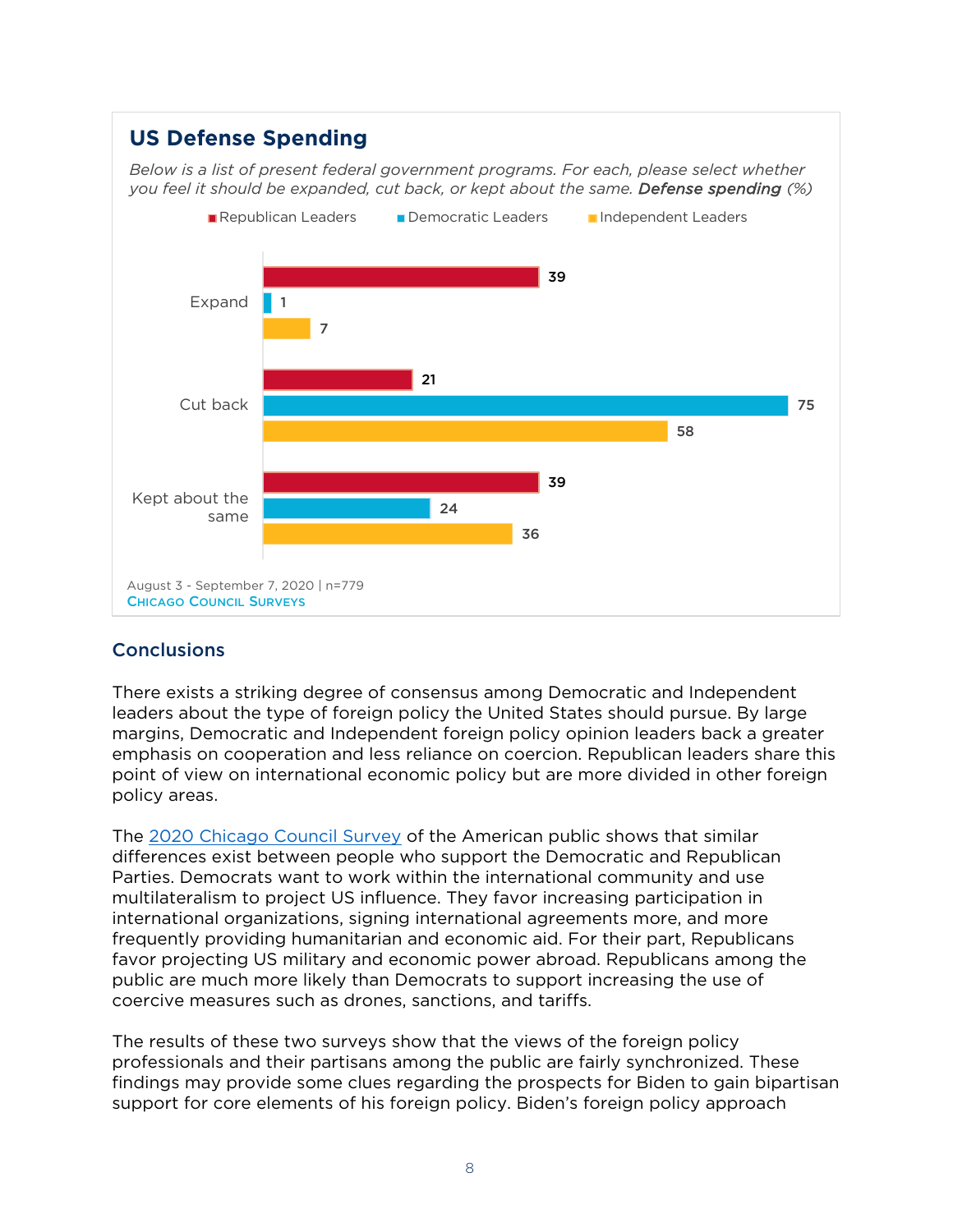## US Defense Spending

*Below is a list of present federal government programs. For each, please select whether you feel it should be expanded, cut back, or kept about the same.* ***Defense spending*** *(%)*

| | Republican Leaders | Democratic Leaders | Independent Leaders |
|---|---|---|---|
| Expand | 39 | 1 | 7 |
| Cut back | 21 | 75 | 58 |
| Kept about the same | 39 | 24 | 36 |

August 3 - September 7, 2020 | n=779

Chicago Council Surveys

## Conclusions

There exists a striking degree of consensus among Democratic and Independent leaders about the type of foreign policy the United States should pursue. By large margins, Democratic and Independent foreign policy opinion leaders back a greater emphasis on cooperation and less reliance on coercion. Republican leaders share this point of view on international economic policy but are more divided in other foreign policy areas.

The 2020 Chicago Council Survey of the American public shows that similar differences exist between people who support the Democratic and Republican Parties. Democrats want to work within the international community and use multilateralism to project US influence. They favor increasing participation in international organizations, signing international agreements more, and more frequently providing humanitarian and economic aid. For their part, Republicans favor projecting US military and economic power abroad. Republicans among the public are much more likely than Democrats to support increasing the use of coercive measures such as drones, sanctions, and tariffs.

The results of these two surveys show that the views of the foreign policy professionals and their partisans among the public are fairly synchronized. These findings may provide some clues regarding the prospects for Biden to gain bipartisan support for core elements of his foreign policy. Biden's foreign policy approach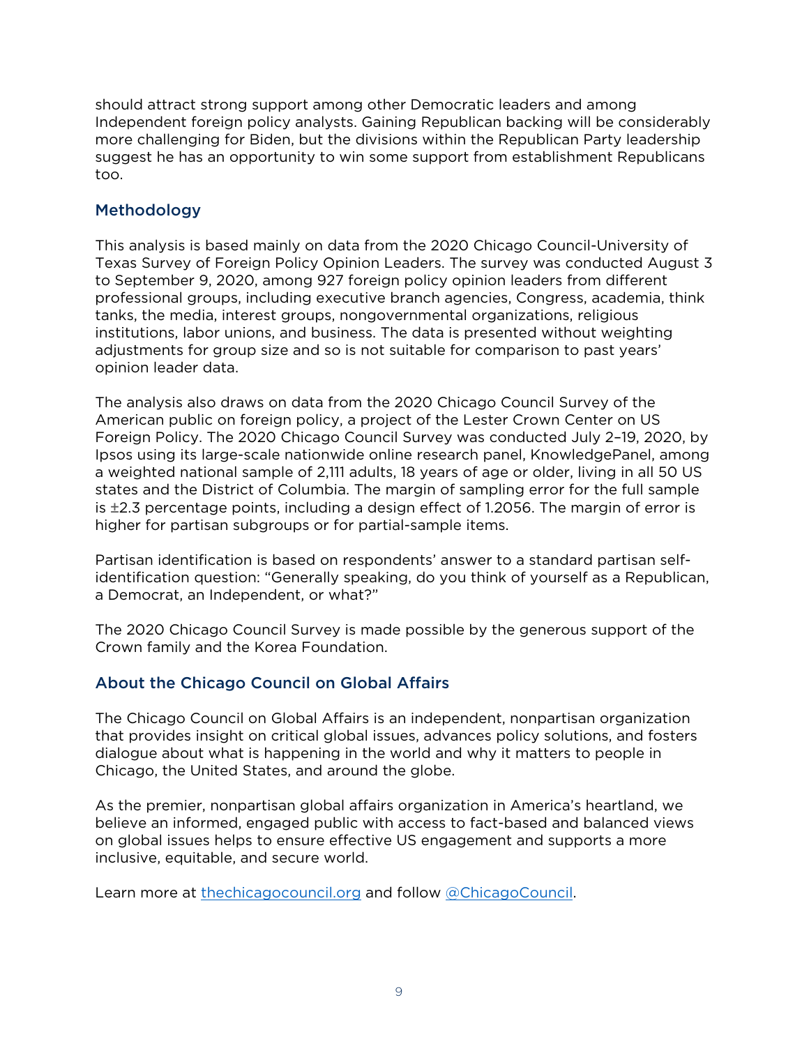should attract strong support among other Democratic leaders and among Independent foreign policy analysts. Gaining Republican backing will be considerably more challenging for Biden, but the divisions within the Republican Party leadership suggest he has an opportunity to win some support from establishment Republicans too.

## Methodology

This analysis is based mainly on data from the 2020 Chicago Council-University of Texas Survey of Foreign Policy Opinion Leaders. The survey was conducted August 3 to September 9, 2020, among 927 foreign policy opinion leaders from different professional groups, including executive branch agencies, Congress, academia, think tanks, the media, interest groups, nongovernmental organizations, religious institutions, labor unions, and business. The data is presented without weighting adjustments for group size and so is not suitable for comparison to past years' opinion leader data.

The analysis also draws on data from the 2020 Chicago Council Survey of the American public on foreign policy, a project of the Lester Crown Center on US Foreign Policy. The 2020 Chicago Council Survey was conducted July 2–19, 2020, by Ipsos using its large-scale nationwide online research panel, KnowledgePanel, among a weighted national sample of 2,111 adults, 18 years of age or older, living in all 50 US states and the District of Columbia. The margin of sampling error for the full sample is ±2.3 percentage points, including a design effect of 1.2056. The margin of error is higher for partisan subgroups or for partial-sample items.

Partisan identification is based on respondents' answer to a standard partisan self-identification question: "Generally speaking, do you think of yourself as a Republican, a Democrat, an Independent, or what?"

The 2020 Chicago Council Survey is made possible by the generous support of the Crown family and the Korea Foundation.

## About the Chicago Council on Global Affairs

The Chicago Council on Global Affairs is an independent, nonpartisan organization that provides insight on critical global issues, advances policy solutions, and fosters dialogue about what is happening in the world and why it matters to people in Chicago, the United States, and around the globe.

As the premier, nonpartisan global affairs organization in America's heartland, we believe an informed, engaged public with access to fact-based and balanced views on global issues helps to ensure effective US engagement and supports a more inclusive, equitable, and secure world.

Learn more at thechicagocouncil.org and follow @ChicagoCouncil.